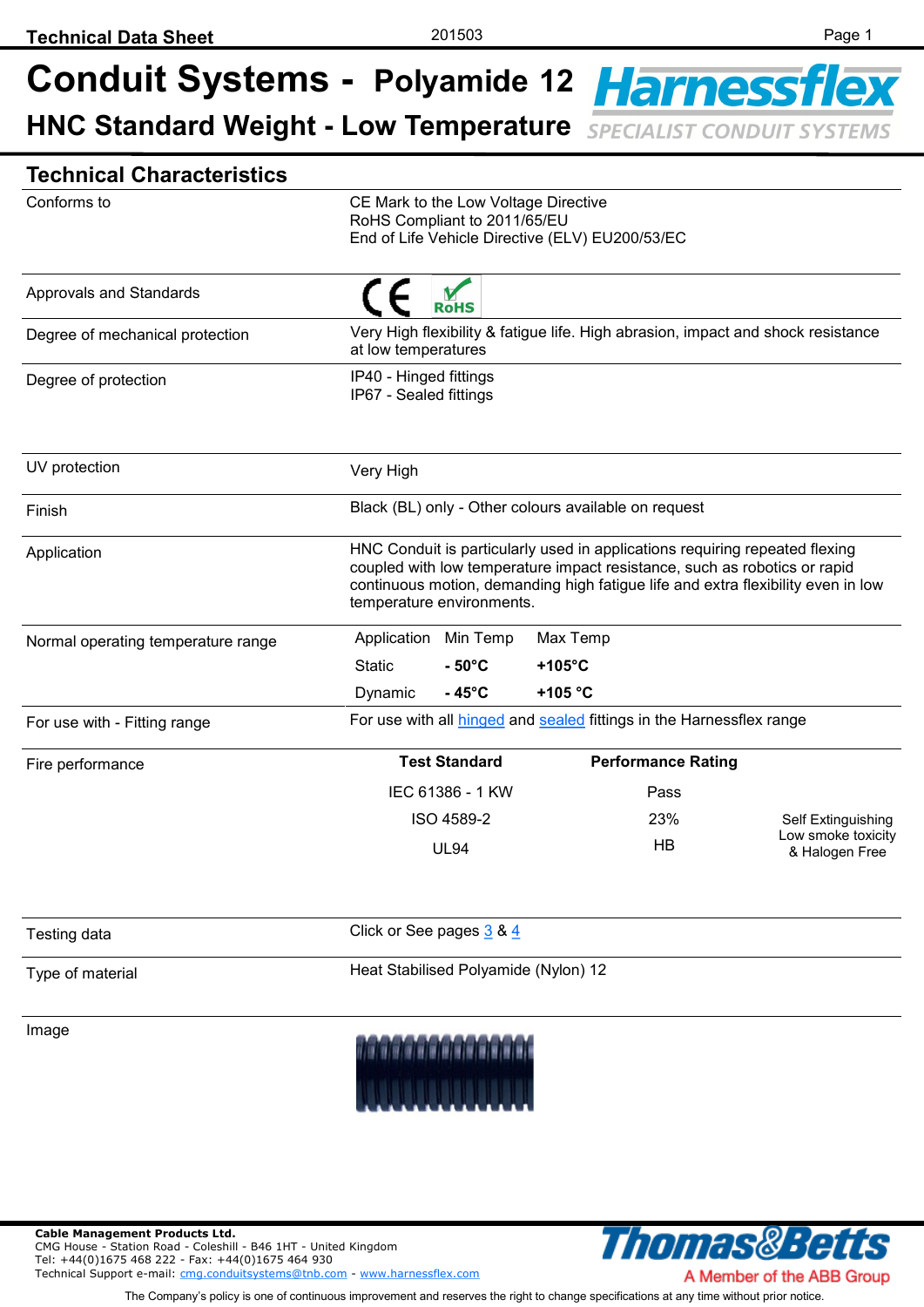# Conduit Systems - Polyamide 12

## HNC Standard Weight - Low Temperature

Harnessflex
SPECIALIST CONDUIT SYSTEMS

## Technical Characteristics

| | |
|---|---|
| Conforms to | CE Mark to the Low Voltage Directive<br>RoHS Compliant to 2011/65/EU<br>End of Life Vehicle Directive (ELV) EU200/53/EC |
| Approvals and Standards | CE, RoHS |
| Degree of mechanical protection | Very High flexibility & fatigue life. High abrasion, impact and shock resistance at low temperatures |
| Degree of protection | IP40 - Hinged fittings<br>IP67 - Sealed fittings |
| UV protection | Very High |
| Finish | Black (BL) only - Other colours available on request |
| Application | HNC Conduit is particularly used in applications requiring repeated flexing coupled with low temperature impact resistance, such as robotics or rapid continuous motion, demanding high fatigue life and extra flexibility even in low temperature environments. |

**Normal operating temperature range**

| Application | Min Temp | Max Temp |
|---|---|---|
| Static | **- 50°C** | **+105°C** |
| Dynamic | **- 45°C** | **+105 °C** |

| | |
|---|---|
| For use with - Fitting range | For use with all hinged and sealed fittings in the Harnessflex range |

**Fire performance**

| Test Standard | Performance Rating | |
|---|---|---|
| IEC 61386 - 1 KW | Pass | |
| ISO 4589-2 | 23% | Self Extinguishing<br>Low smoke toxicity<br>& Halogen Free |
| UL94 | HB | |

| | |
|---|---|
| Testing data | Click or See pages 3 & 4 |
| Type of material | Heat Stabilised Polyamide (Nylon) 12 |
| Image | |

**Cable Management Products Ltd.**
CMG House - Station Road - Coleshill - B46 1HT - United Kingdom
Tel: +44(0)1675 468 222 - Fax: +44(0)1675 464 930
Technical Support e-mail: cmg.conduitsystems@tnb.com - www.harnessflex.com

Thomas&Betts
A Member of the ABB Group

The Company's policy is one of continuous improvement and reserves the right to change specifications at any time without prior notice.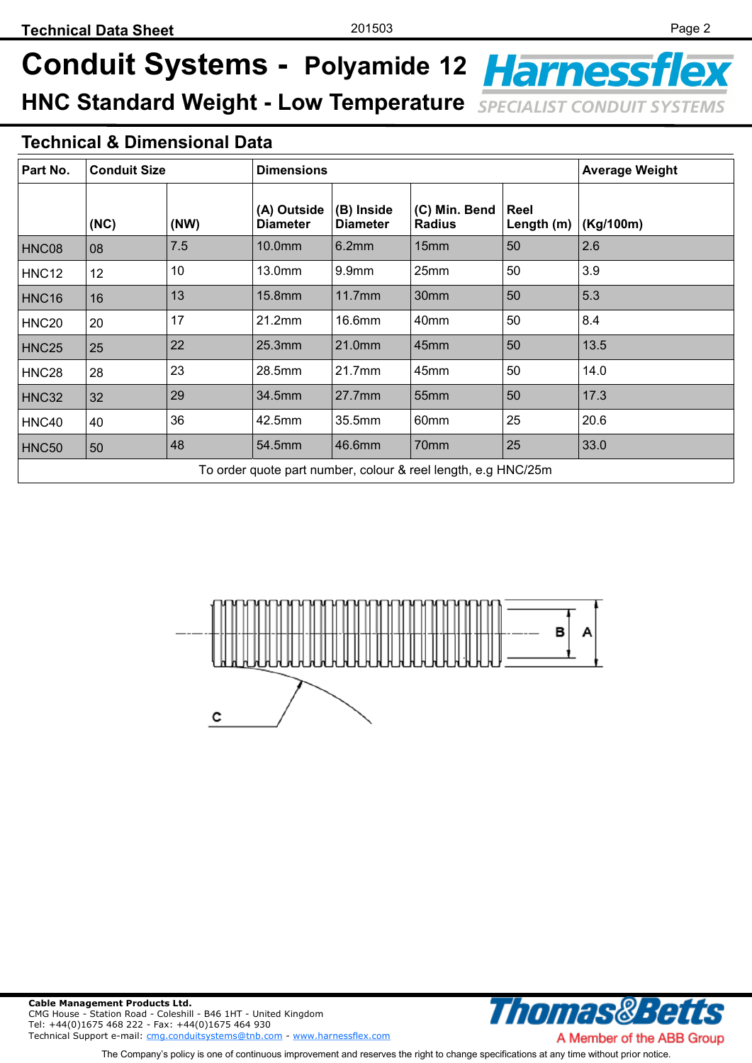# Conduit Systems - Polyamide 12

## HNC Standard Weight - Low Temperature

Harnessflex
SPECIALIST CONDUIT SYSTEMS

### Technical & Dimensional Data

| Part No. | Conduit Size | | Dimensions | | | | Average Weight |
|---|---|---|---|---|---|---|---|
| | (NC) | (NW) | (A) Outside Diameter | (B) Inside Diameter | (C) Min. Bend Radius | Reel Length (m) | (Kg/100m) |
| HNC08 | 08 | 7.5 | 10.0mm | 6.2mm | 15mm | 50 | 2.6 |
| HNC12 | 12 | 10 | 13.0mm | 9.9mm | 25mm | 50 | 3.9 |
| HNC16 | 16 | 13 | 15.8mm | 11.7mm | 30mm | 50 | 5.3 |
| HNC20 | 20 | 17 | 21.2mm | 16.6mm | 40mm | 50 | 8.4 |
| HNC25 | 25 | 22 | 25.3mm | 21.0mm | 45mm | 50 | 13.5 |
| HNC28 | 28 | 23 | 28.5mm | 21.7mm | 45mm | 50 | 14.0 |
| HNC32 | 32 | 29 | 34.5mm | 27.7mm | 55mm | 50 | 17.3 |
| HNC40 | 40 | 36 | 42.5mm | 35.5mm | 60mm | 25 | 20.6 |
| HNC50 | 50 | 48 | 54.5mm | 46.6mm | 70mm | 25 | 33.0 |

To order quote part number, colour & reel length, e.g HNC/25m

**Cable Management Products Ltd.**
CMG House - Station Road - Coleshill - B46 1HT - United Kingdom
Tel: +44(0)1675 468 222 - Fax: +44(0)1675 464 930
Technical Support e-mail: cmg.conduitsystems@tnb.com - www.harnessflex.com

Thomas&Betts
A Member of the ABB Group

The Company's policy is one of continuous improvement and reserves the right to change specifications at any time without prior notice.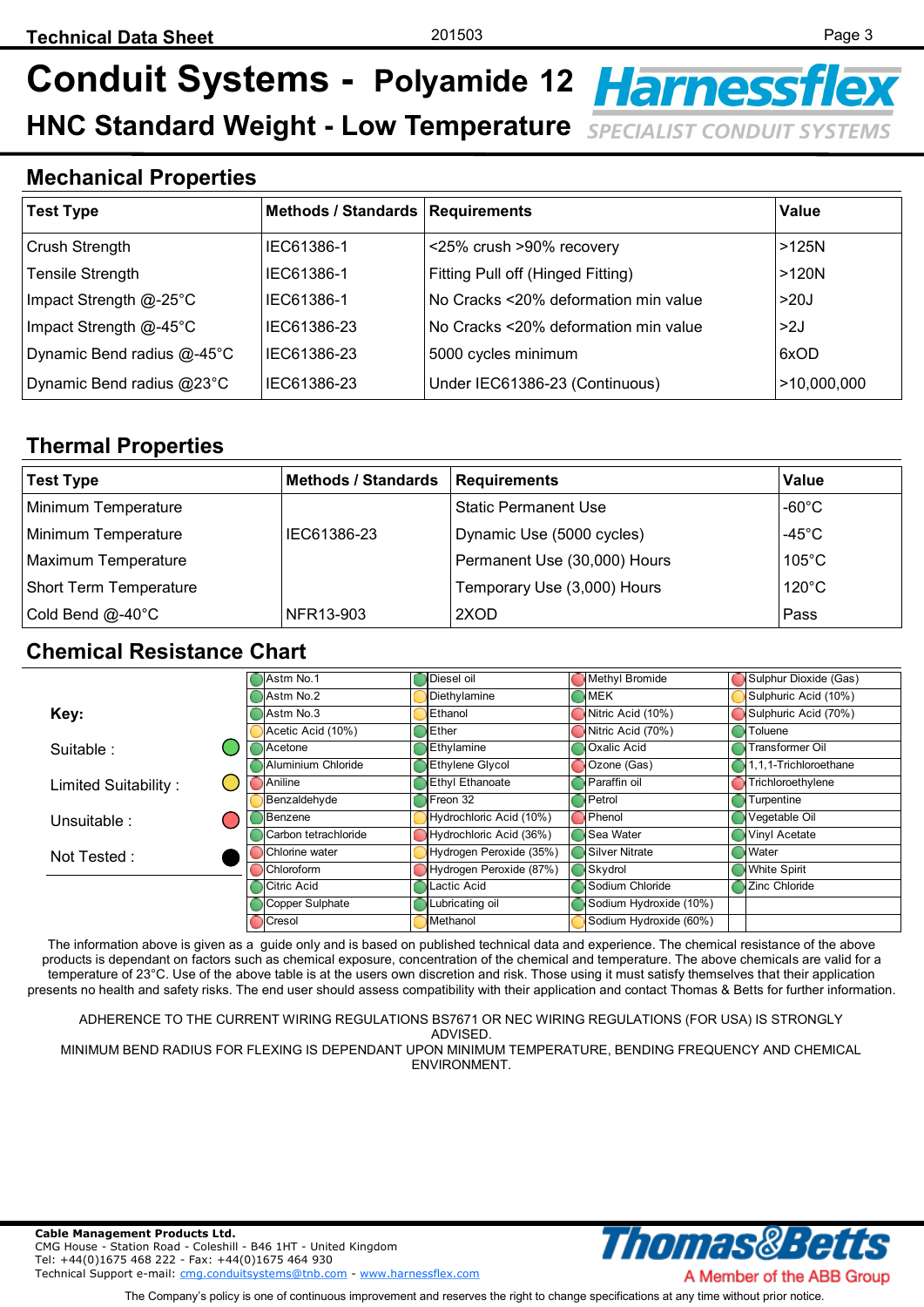# Conduit Systems - Polyamide 12

## HNC Standard Weight - Low Temperature

Harnessflex
SPECIALIST CONDUIT SYSTEMS

## Mechanical Properties

| Test Type | Methods / Standards | Requirements | Value |
|---|---|---|---|
| Crush Strength | IEC61386-1 | <25% crush >90% recovery | >125N |
| Tensile Strength | IEC61386-1 | Fitting Pull off (Hinged Fitting) | >120N |
| Impact Strength @-25°C | IEC61386-1 | No Cracks <20% deformation min value | >20J |
| Impact Strength @-45°C | IEC61386-23 | No Cracks <20% deformation min value | >2J |
| Dynamic Bend radius @-45°C | IEC61386-23 | 5000 cycles minimum | 6xOD |
| Dynamic Bend radius @23°C | IEC61386-23 | Under IEC61386-23 (Continuous) | >10,000,000 |

## Thermal Properties

| Test Type | Methods / Standards | Requirements | Value |
|---|---|---|---|
| Minimum Temperature | | Static Permanent Use | -60°C |
| Minimum Temperature | IEC61386-23 | Dynamic Use (5000 cycles) | -45°C |
| Maximum Temperature | | Permanent Use (30,000) Hours | 105°C |
| Short Term Temperature | | Temporary Use (3,000) Hours | 120°C |
| Cold Bend @-40°C | NFR13-903 | 2XOD | Pass |

## Chemical Resistance Chart

**Key:**

- Suitable : Green
- Limited Suitability : Yellow
- Unsuitable : Red
- Not Tested : Black

| Chemical | Rating | Chemical | Rating | Chemical | Rating | Chemical | Rating |
|---|---|---|---|---|---|---|---|
| Astm No.1 | Suitable | Diesel oil | Suitable | Methyl Bromide | Unsuitable | Sulphur Dioxide (Gas) | Unsuitable |
| Astm No.2 | Suitable | Diethylamine | Limited Suitability | MEK | Suitable | Sulphuric Acid (10%) | Limited Suitability |
| Astm No.3 | Suitable | Ethanol | Limited Suitability | Nitric Acid (10%) | Unsuitable | Sulphuric Acid (70%) | Unsuitable |
| Acetic Acid (10%) | Limited Suitability | Ether | Limited Suitability | Nitric Acid (70%) | Unsuitable | Toluene | Suitable |
| Acetone | Suitable | Ethylamine | Suitable | Oxalic Acid | Suitable | Transformer Oil | Suitable |
| Aluminium Chloride | Suitable | Ethylene Glycol | Suitable | Ozone (Gas) | Unsuitable | 1,1,1-Trichloroethane | Suitable |
| Aniline | Unsuitable | Ethyl Ethanoate | Suitable | Paraffin oil | Suitable | Trichloroethylene | Unsuitable |
| Benzaldehyde | Limited Suitability | Freon 32 | Suitable | Petrol | Suitable | Turpentine | Suitable |
| Benzene | Suitable | Hydrochloric Acid (10%) | Limited Suitability | Phenol | Unsuitable | Vegetable Oil | Suitable |
| Carbon tetrachloride | Suitable | Hydrochloric Acid (36%) | Unsuitable | Sea Water | Suitable | Vinyl Acetate | Suitable |
| Chlorine water | Unsuitable | Hydrogen Peroxide (35%) | Limited Suitability | Silver Nitrate | Suitable | Water | Suitable |
| Chloroform | Unsuitable | Hydrogen Peroxide (87%) | Unsuitable | Skydrol | Suitable | White Spirit | Suitable |
| Citric Acid | Suitable | Lactic Acid | Suitable | Sodium Chloride | Suitable | Zinc Chloride | Suitable |
| Copper Sulphate | Suitable | Lubricating oil | Suitable | Sodium Hydroxide (10%) | Suitable | | |
| Cresol | Unsuitable | Methanol | Limited Suitability | Sodium Hydroxide (60%) | Limited Suitability | | |

The information above is given as a guide only and is based on published technical data and experience. The chemical resistance of the above products is dependant on factors such as chemical exposure, concentration of the chemical and temperature. The above chemicals are valid for a temperature of 23°C. Use of the above table is at the users own discretion and risk. Those using it must satisfy themselves that their application presents no health and safety risks. The end user should assess compatibility with their application and contact Thomas & Betts for further information.

ADHERENCE TO THE CURRENT WIRING REGULATIONS BS7671 OR NEC WIRING REGULATIONS (FOR USA) IS STRONGLY ADVISED.
MINIMUM BEND RADIUS FOR FLEXING IS DEPENDANT UPON MINIMUM TEMPERATURE, BENDING FREQUENCY AND CHEMICAL ENVIRONMENT.

**Cable Management Products Ltd.**
CMG House - Station Road - Coleshill - B46 1HT - United Kingdom
Tel: +44(0)1675 468 222 - Fax: +44(0)1675 464 930
Technical Support e-mail: cmg.conduitsystems@tnb.com - www.harnessflex.com

Thomas&Betts
A Member of the ABB Group

The Company's policy is one of continuous improvement and reserves the right to change specifications at any time without prior notice.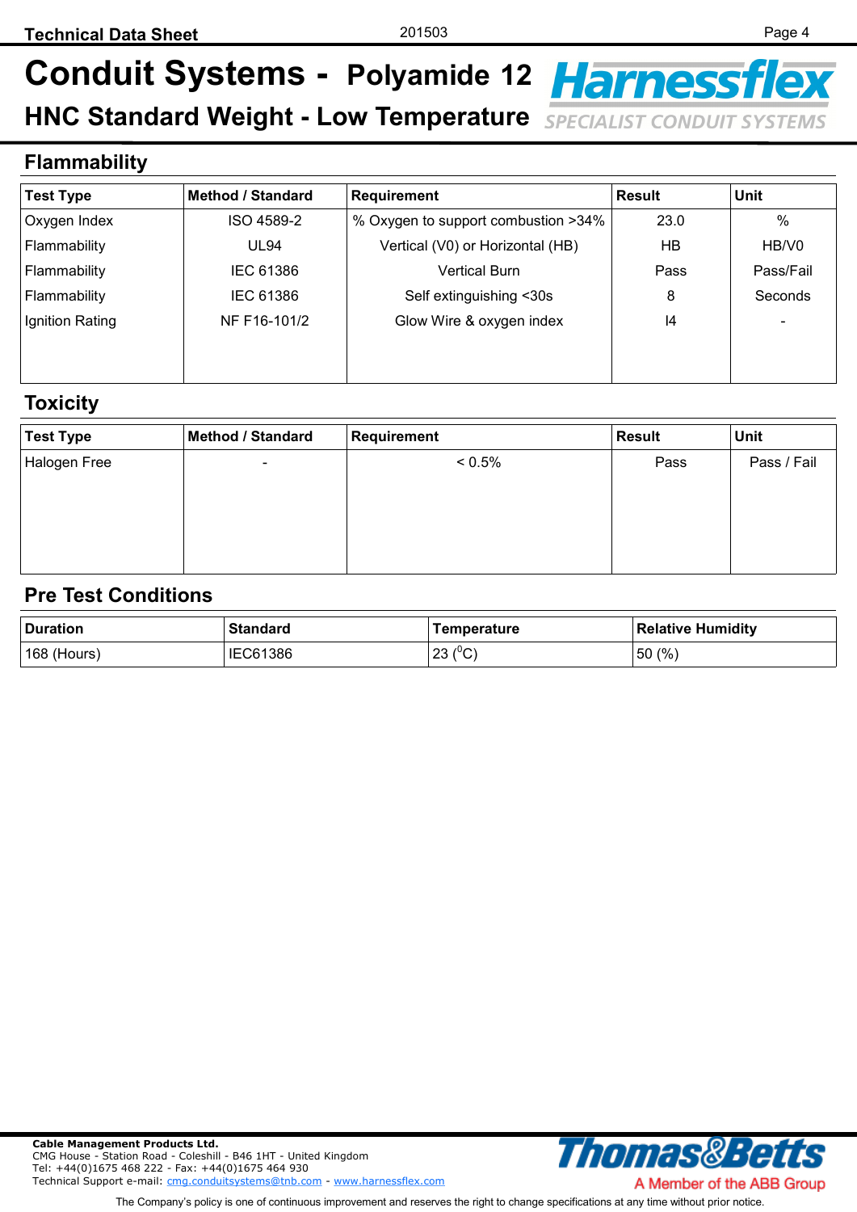# Conduit Systems - Polyamide 12

## HNC Standard Weight - Low Temperature

## Flammability

| Test Type | Method / Standard | Requirement | Result | Unit |
|---|---|---|---|---|
| Oxygen Index | ISO 4589-2 | % Oxygen to support combustion >34% | 23.0 | % |
| Flammability | UL94 | Vertical (V0) or Horizontal (HB) | HB | HB/V0 |
| Flammability | IEC 61386 | Vertical Burn | Pass | Pass/Fail |
| Flammability | IEC 61386 | Self extinguishing <30s | 8 | Seconds |
| Ignition Rating | NF F16-101/2 | Glow Wire & oxygen index | I4 | - |

## Toxicity

| Test Type | Method / Standard | Requirement | Result | Unit |
|---|---|---|---|---|
| Halogen Free | - | < 0.5% | Pass | Pass / Fail |

## Pre Test Conditions

| Duration | Standard | Temperature | Relative Humidity |
|---|---|---|---|
| 168 (Hours) | IEC61386 | 23 ($^0$C) | 50 (%) |

**Cable Management Products Ltd.**
CMG House - Station Road - Coleshill - B46 1HT - United Kingdom
Tel: +44(0)1675 468 222 - Fax: +44(0)1675 464 930
Technical Support e-mail: cmg.conduitsystems@tnb.com - www.harnessflex.com

A Member of the ABB Group

The Company's policy is one of continuous improvement and reserves the right to change specifications at any time without prior notice.